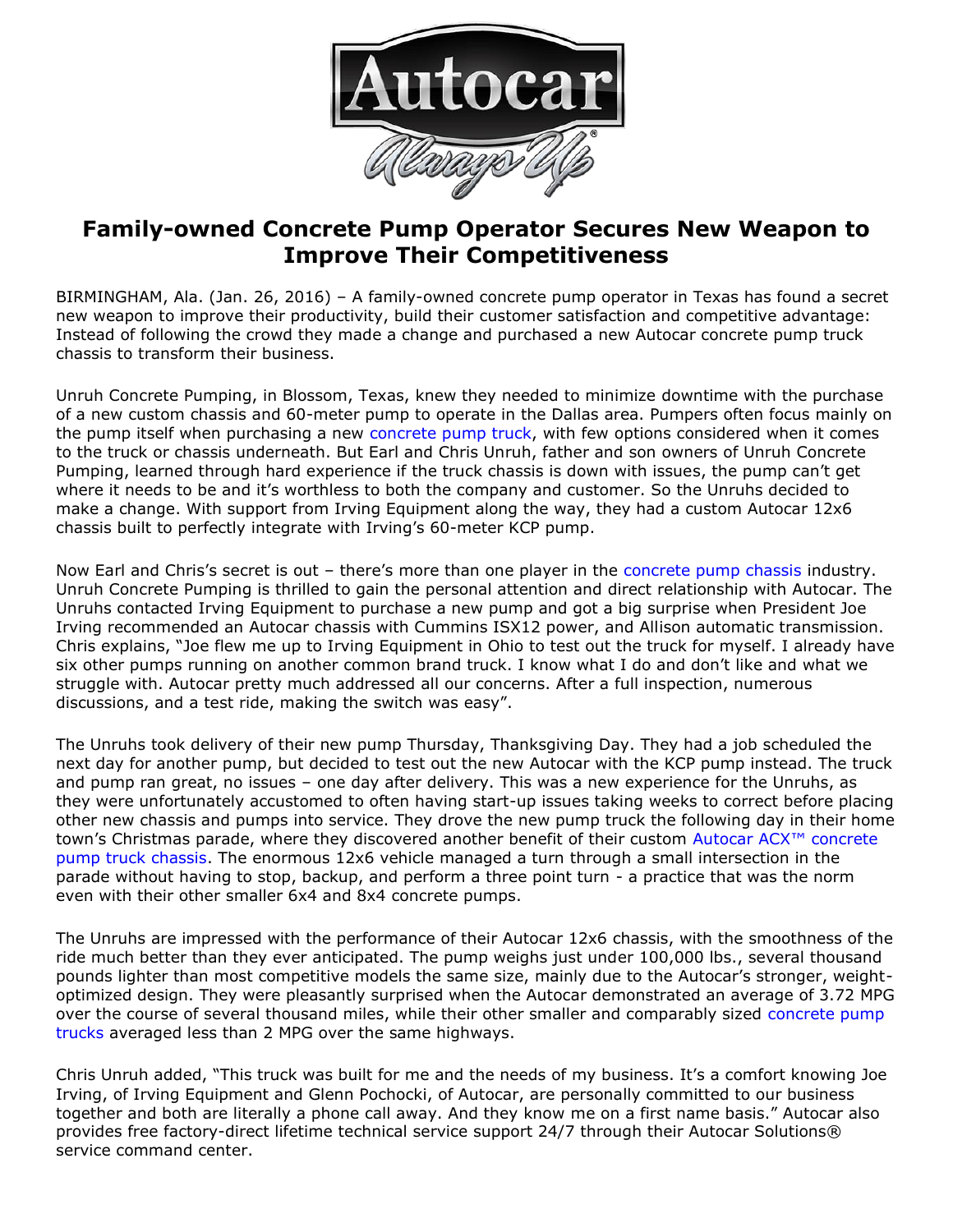# Family-owned Concrete Pump Operator Secures New Weapon to Improve Their Competitiveness

BIRMINGHAM, Ala. (Jan. 26, 2016) – A family-owned concrete pump operator in Texas has found a secret new weapon to improve their productivity, build their customer satisfaction and competitive advantage: Instead of following the crowd they made a change and purchased a new Autocar concrete pump truck chassis to transform their business.

Unruh Concrete Pumping, in Blossom, Texas, knew they needed to minimize downtime with the purchase of a new custom chassis and 60-meter pump to operate in the Dallas area. Pumpers often focus mainly on the pump itself when purchasing a new concrete pump truck, with few options considered when it comes to the truck or chassis underneath. But Earl and Chris Unruh, father and son owners of Unruh Concrete Pumping, learned through hard experience if the truck chassis is down with issues, the pump can't get where it needs to be and it's worthless to both the company and customer. So the Unruhs decided to make a change. With support from Irving Equipment along the way, they had a custom Autocar 12x6 chassis built to perfectly integrate with Irving's 60-meter KCP pump.

Now Earl and Chris's secret is out – there's more than one player in the concrete pump chassis industry. Unruh Concrete Pumping is thrilled to gain the personal attention and direct relationship with Autocar. The Unruhs contacted Irving Equipment to purchase a new pump and got a big surprise when President Joe Irving recommended an Autocar chassis with Cummins ISX12 power, and Allison automatic transmission. Chris explains, "Joe flew me up to Irving Equipment in Ohio to test out the truck for myself. I already have six other pumps running on another common brand truck. I know what I do and don't like and what we struggle with. Autocar pretty much addressed all our concerns. After a full inspection, numerous discussions, and a test ride, making the switch was easy".

The Unruhs took delivery of their new pump Thursday, Thanksgiving Day. They had a job scheduled the next day for another pump, but decided to test out the new Autocar with the KCP pump instead. The truck and pump ran great, no issues – one day after delivery. This was a new experience for the Unruhs, as they were unfortunately accustomed to often having start-up issues taking weeks to correct before placing other new chassis and pumps into service. They drove the new pump truck the following day in their home town's Christmas parade, where they discovered another benefit of their custom Autocar ACX™ concrete pump truck chassis. The enormous 12x6 vehicle managed a turn through a small intersection in the parade without having to stop, backup, and perform a three point turn - a practice that was the norm even with their other smaller 6x4 and 8x4 concrete pumps.

The Unruhs are impressed with the performance of their Autocar 12x6 chassis, with the smoothness of the ride much better than they ever anticipated. The pump weighs just under 100,000 lbs., several thousand pounds lighter than most competitive models the same size, mainly due to the Autocar's stronger, weight-optimized design. They were pleasantly surprised when the Autocar demonstrated an average of 3.72 MPG over the course of several thousand miles, while their other smaller and comparably sized concrete pump trucks averaged less than 2 MPG over the same highways.

Chris Unruh added, "This truck was built for me and the needs of my business. It's a comfort knowing Joe Irving, of Irving Equipment and Glenn Pochocki, of Autocar, are personally committed to our business together and both are literally a phone call away. And they know me on a first name basis." Autocar also provides free factory-direct lifetime technical service support 24/7 through their Autocar Solutions® service command center.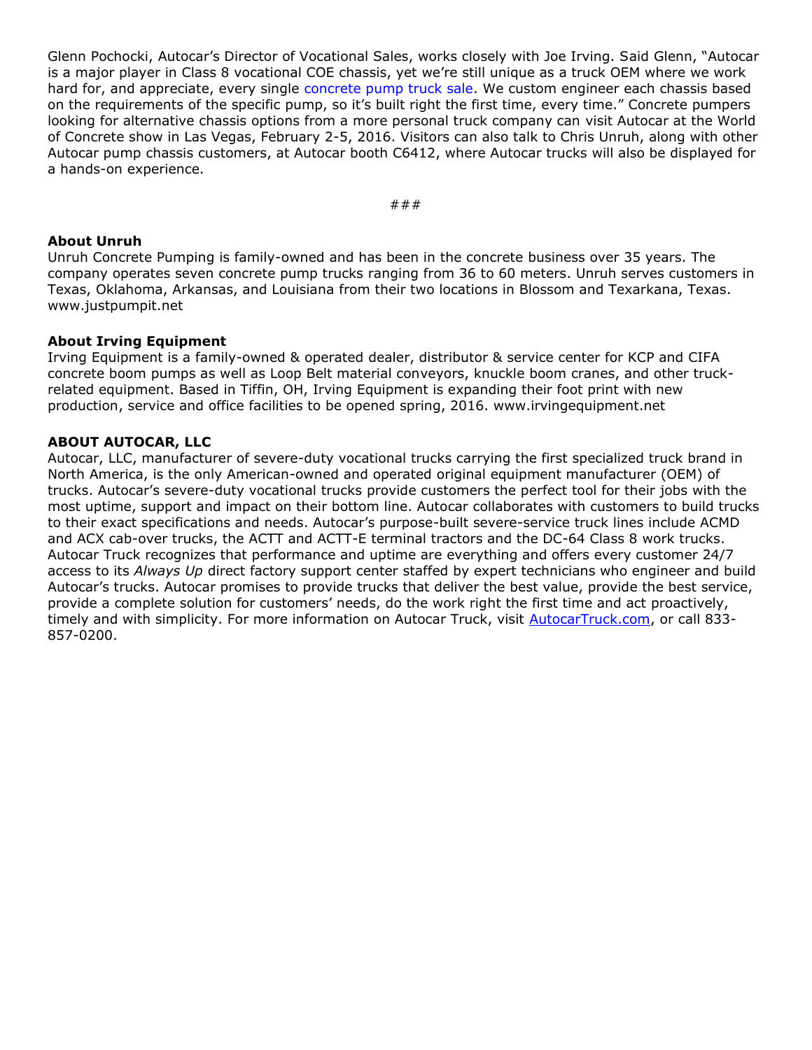Glenn Pochocki, Autocar's Director of Vocational Sales, works closely with Joe Irving. Said Glenn, "Autocar is a major player in Class 8 vocational COE chassis, yet we're still unique as a truck OEM where we work hard for, and appreciate, every single concrete pump truck sale. We custom engineer each chassis based on the requirements of the specific pump, so it's built right the first time, every time." Concrete pumpers looking for alternative chassis options from a more personal truck company can visit Autocar at the World of Concrete show in Las Vegas, February 2-5, 2016. Visitors can also talk to Chris Unruh, along with other Autocar pump chassis customers, at Autocar booth C6412, where Autocar trucks will also be displayed for a hands-on experience.

###

**About Unruh**
Unruh Concrete Pumping is family-owned and has been in the concrete business over 35 years. The company operates seven concrete pump trucks ranging from 36 to 60 meters. Unruh serves customers in Texas, Oklahoma, Arkansas, and Louisiana from their two locations in Blossom and Texarkana, Texas. www.justpumpit.net

**About Irving Equipment**
Irving Equipment is a family-owned & operated dealer, distributor & service center for KCP and CIFA concrete boom pumps as well as Loop Belt material conveyors, knuckle boom cranes, and other truck-related equipment. Based in Tiffin, OH, Irving Equipment is expanding their foot print with new production, service and office facilities to be opened spring, 2016. www.irvingequipment.net

**ABOUT AUTOCAR, LLC**
Autocar, LLC, manufacturer of severe-duty vocational trucks carrying the first specialized truck brand in North America, is the only American-owned and operated original equipment manufacturer (OEM) of trucks. Autocar's severe-duty vocational trucks provide customers the perfect tool for their jobs with the most uptime, support and impact on their bottom line. Autocar collaborates with customers to build trucks to their exact specifications and needs. Autocar's purpose-built severe-service truck lines include ACMD and ACX cab-over trucks, the ACTT and ACTT-E terminal tractors and the DC-64 Class 8 work trucks. Autocar Truck recognizes that performance and uptime are everything and offers every customer 24/7 access to its *Always Up* direct factory support center staffed by expert technicians who engineer and build Autocar's trucks. Autocar promises to provide trucks that deliver the best value, provide the best service, provide a complete solution for customers' needs, do the work right the first time and act proactively, timely and with simplicity. For more information on Autocar Truck, visit AutocarTruck.com, or call 833-857-0200.